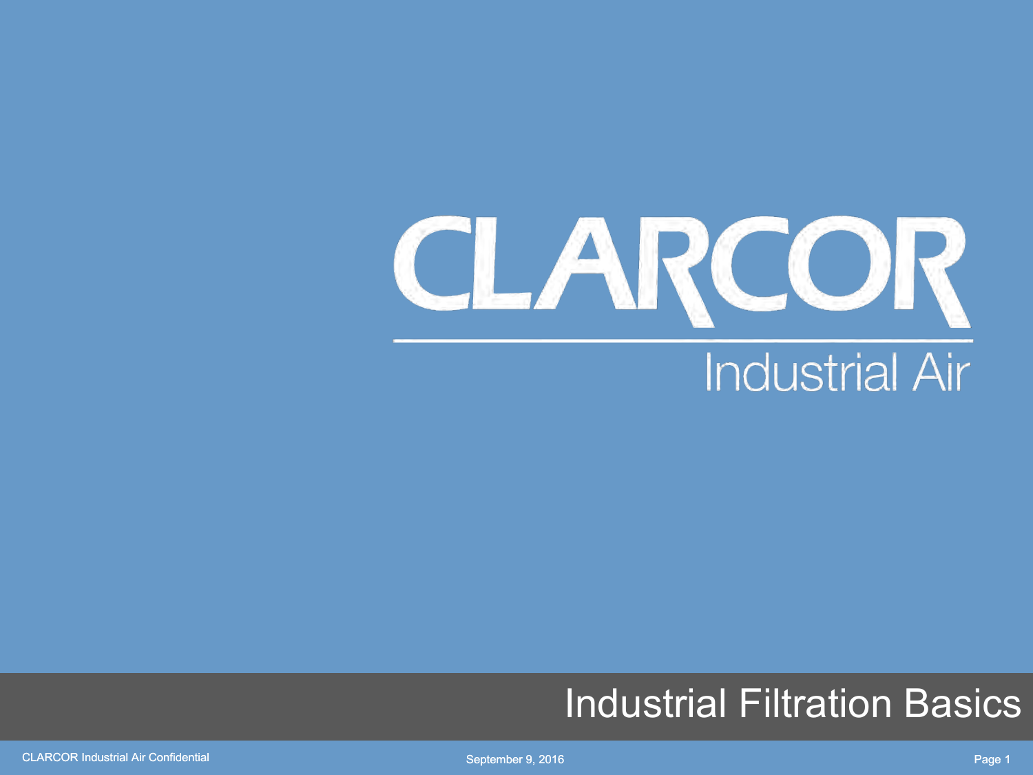# CLARCOR

## Industrial Air

# Industrial Filtration Basics

CLARCOR Industrial Air Confidential

September 9, 2016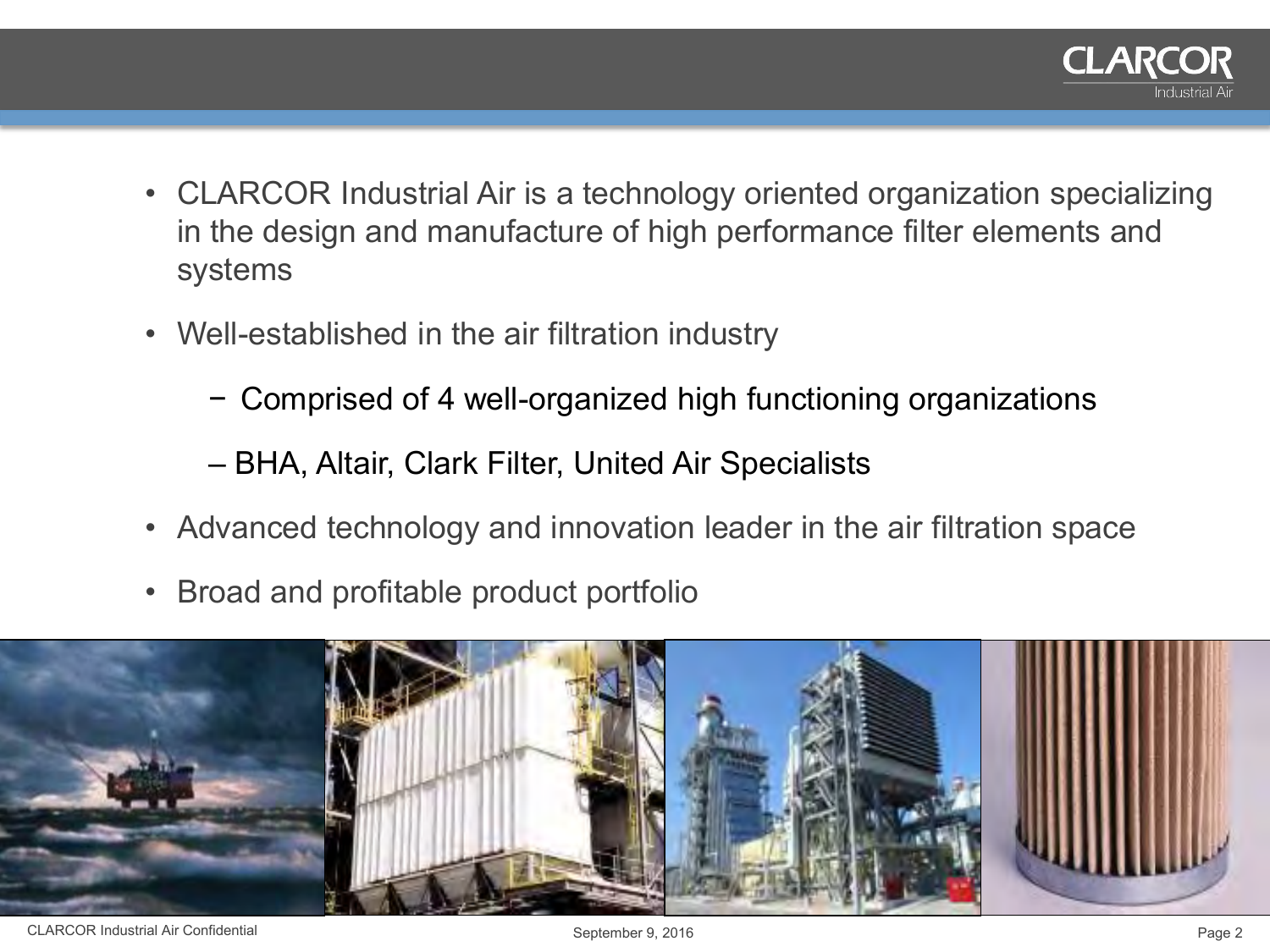- CLARCOR Industrial Air is a technology oriented organization specializing in the design and manufacture of high performance filter elements and systems
- Well-established in the air filtration industry
  - Comprised of 4 well-organized high functioning organizations
  - BHA, Altair, Clark Filter, United Air Specialists
- Advanced technology and innovation leader in the air filtration space
- Broad and profitable product portfolio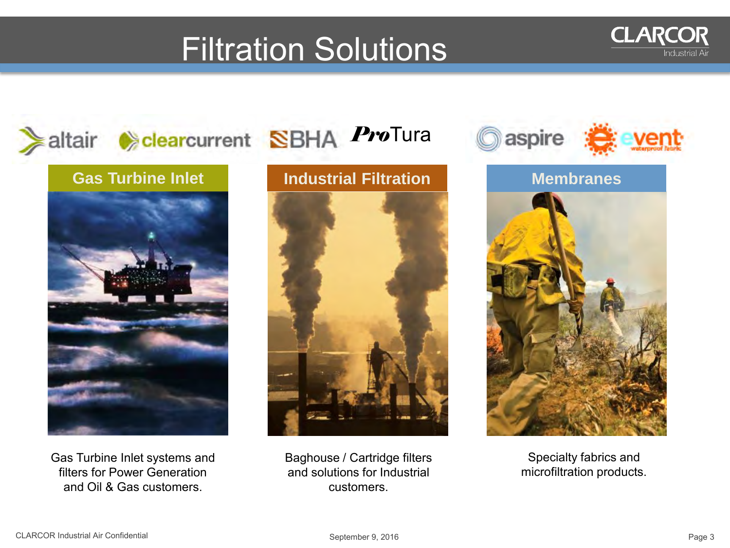# Filtration Solutions

altair clearcurrent BHA ProTura aspire event

## Gas Turbine Inlet

Gas Turbine Inlet systems and filters for Power Generation and Oil & Gas customers.

## Industrial Filtration

Baghouse / Cartridge filters and solutions for Industrial customers.

## Membranes

Specialty fabrics and microfiltration products.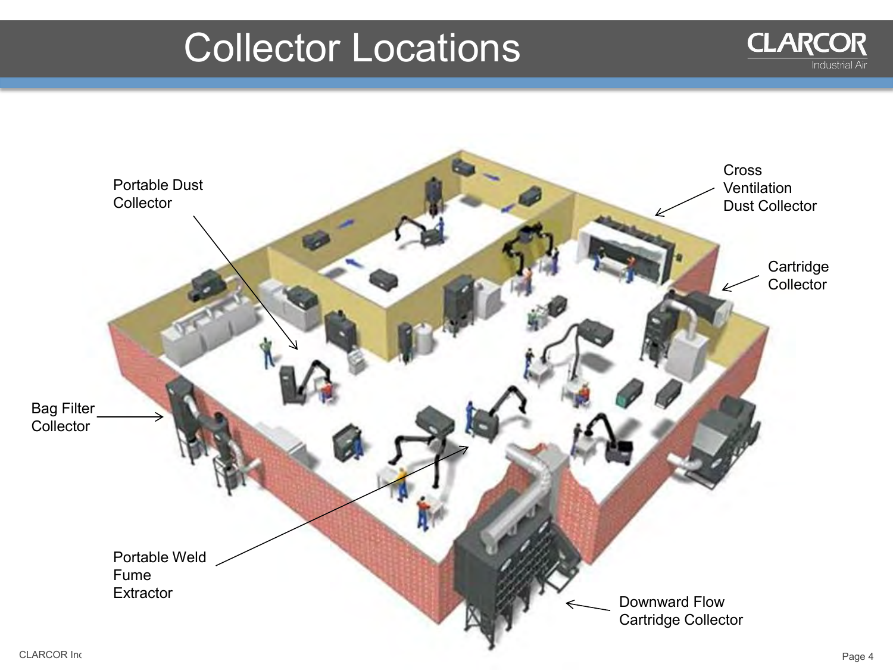# Collector Locations

Portable Dust Collector

Cross Ventilation Dust Collector

Cartridge Collector

Bag Filter Collector

Portable Weld Fume Extractor

Downward Flow Cartridge Collector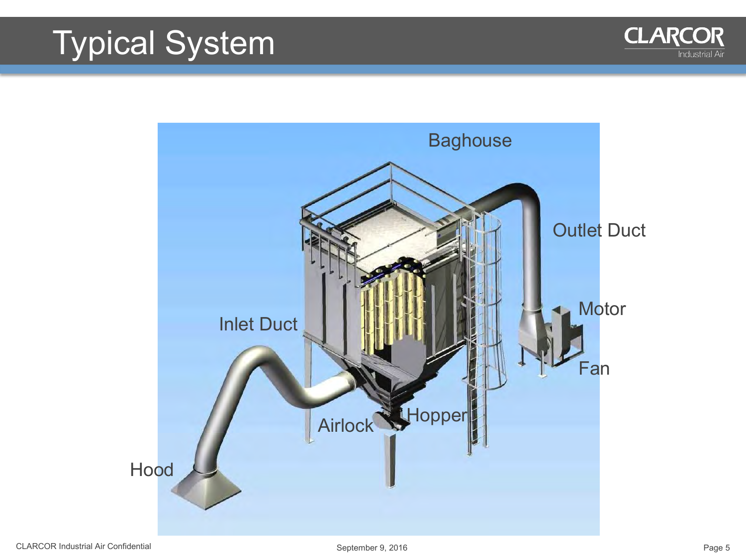# Typical System

Baghouse

Outlet Duct

Motor

Fan

Inlet Duct

Hopper

Airlock

Hood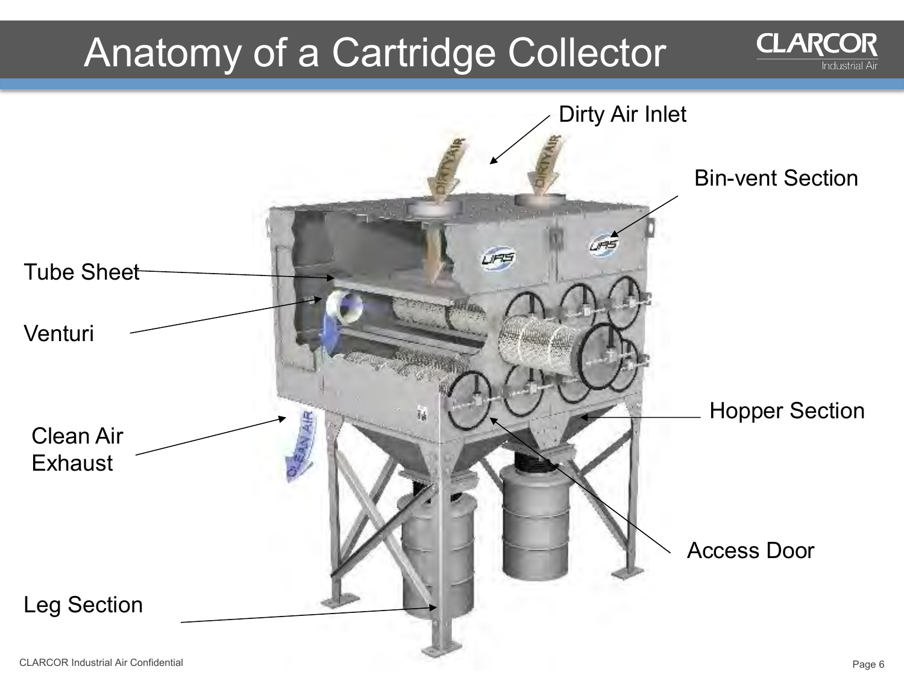# Anatomy of a Cartridge Collector

Dirty Air Inlet

Bin-vent Section

Tube Sheet

Venturi

Clean Air Exhaust

Hopper Section

Access Door

Leg Section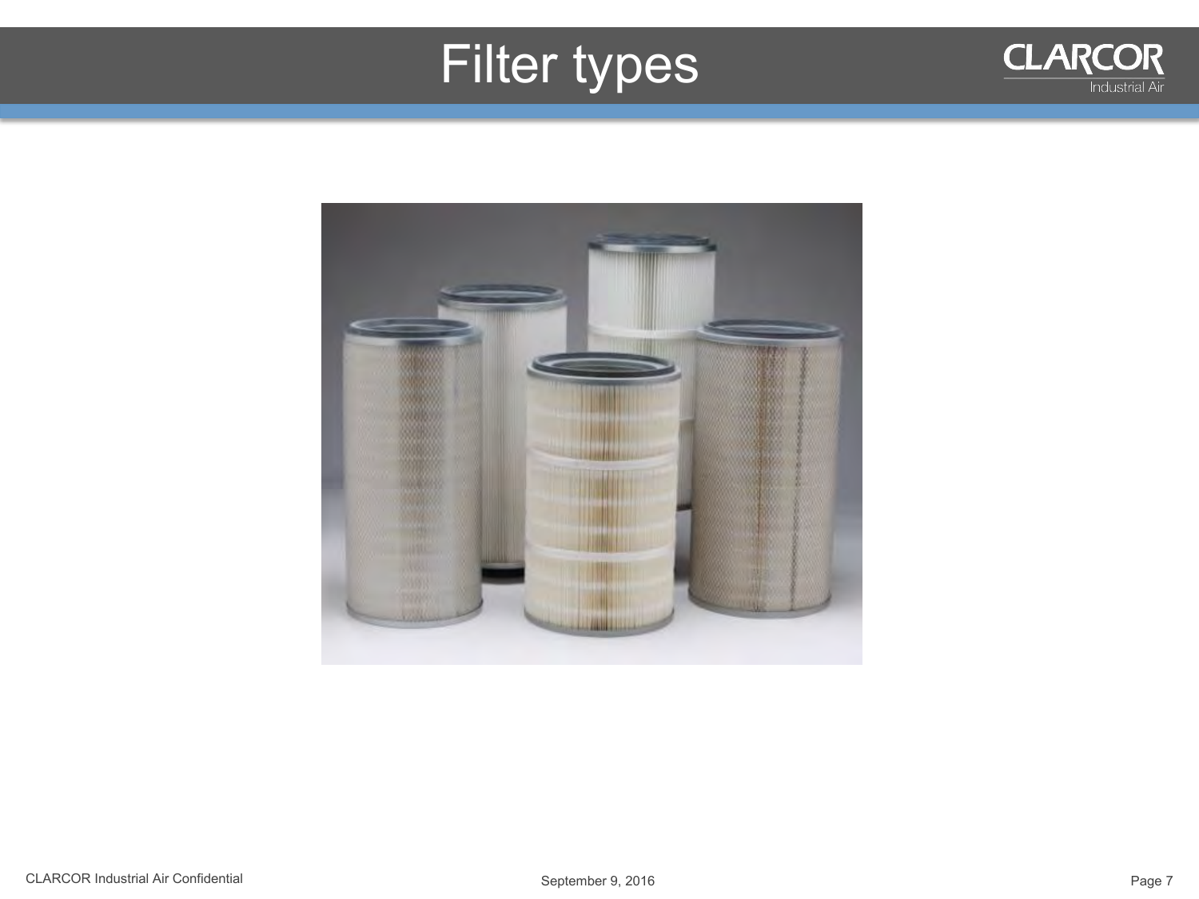# Filter types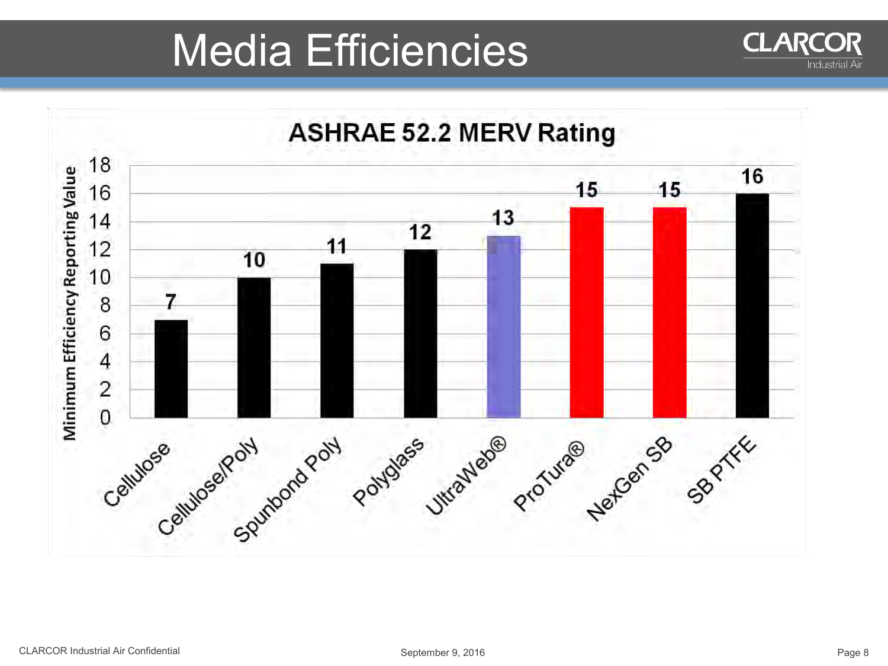# Media Efficiencies

## ASHRAE 52.2 MERV Rating

| Media | Minimum Efficiency Reporting Value |
|---|---|
| Cellulose | 7 |
| Cellulose/Poly | 10 |
| Spunbond Poly | 11 |
| Polyglass | 12 |
| UltraWeb® | 13 |
| ProTura® | 15 |
| NexGen SB | 15 |
| SB PTFE | 16 |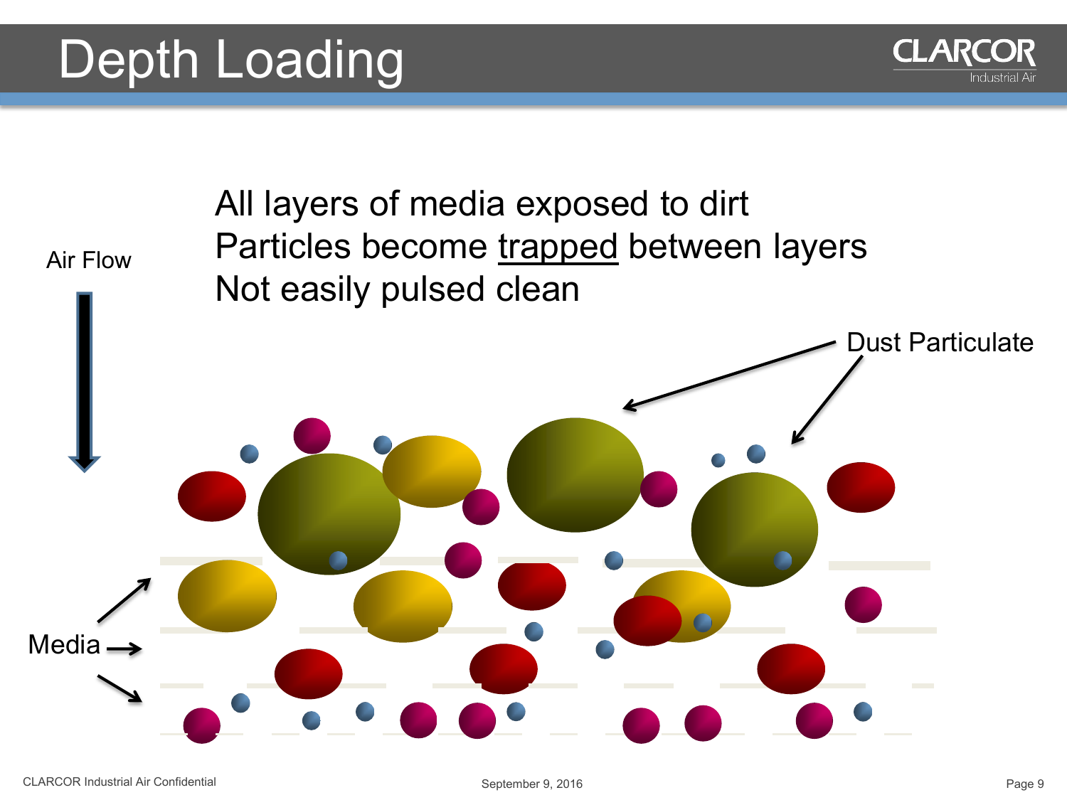# Depth Loading

All layers of media exposed to dirt
Particles become trapped between layers
Not easily pulsed clean

Air Flow

Dust Particulate

Media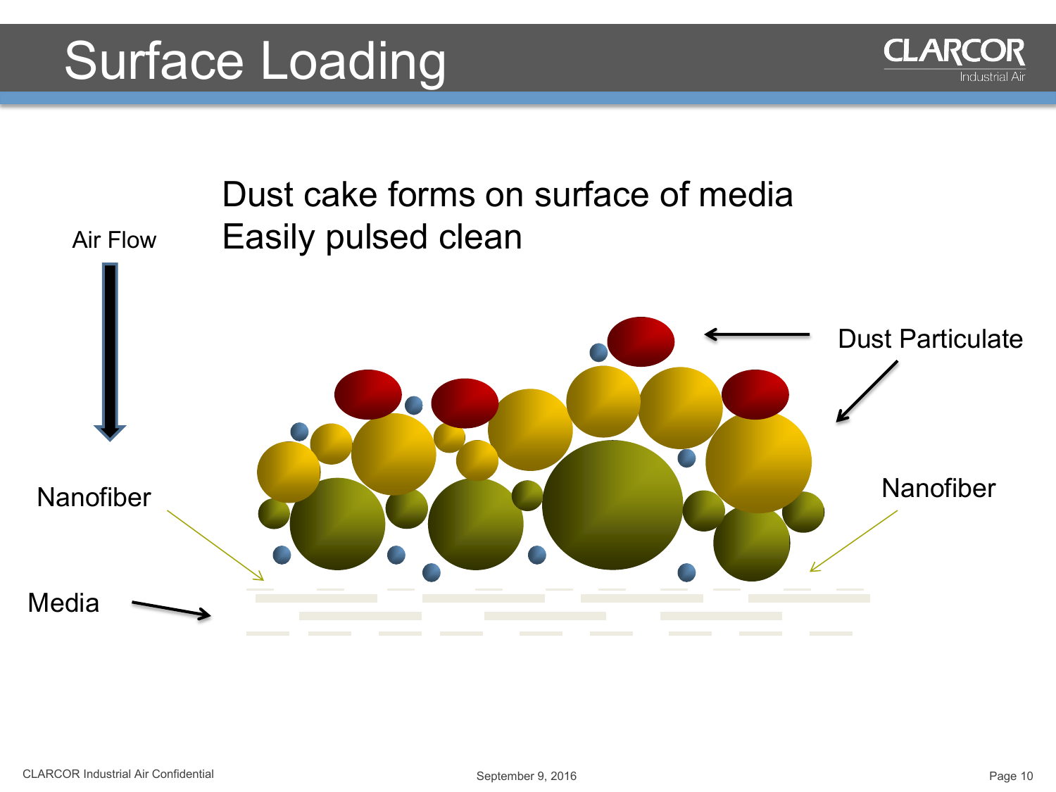# Surface Loading

Dust cake forms on surface of media
Easily pulsed clean

Air Flow

Dust Particulate

Nanofiber

Nanofiber

Media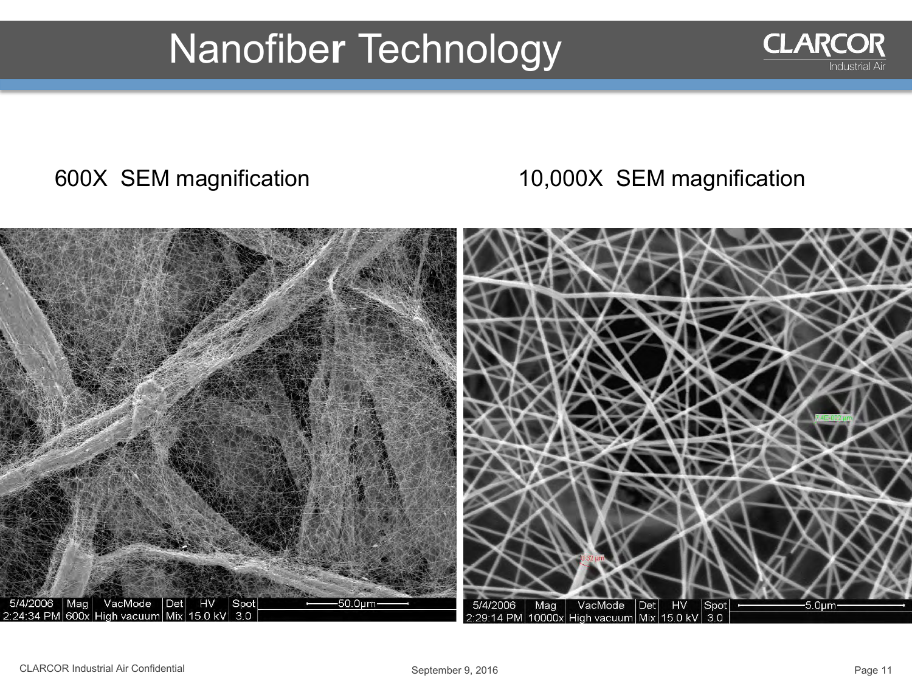# Nanofiber Technology

600X SEM magnification

10,000X SEM magnification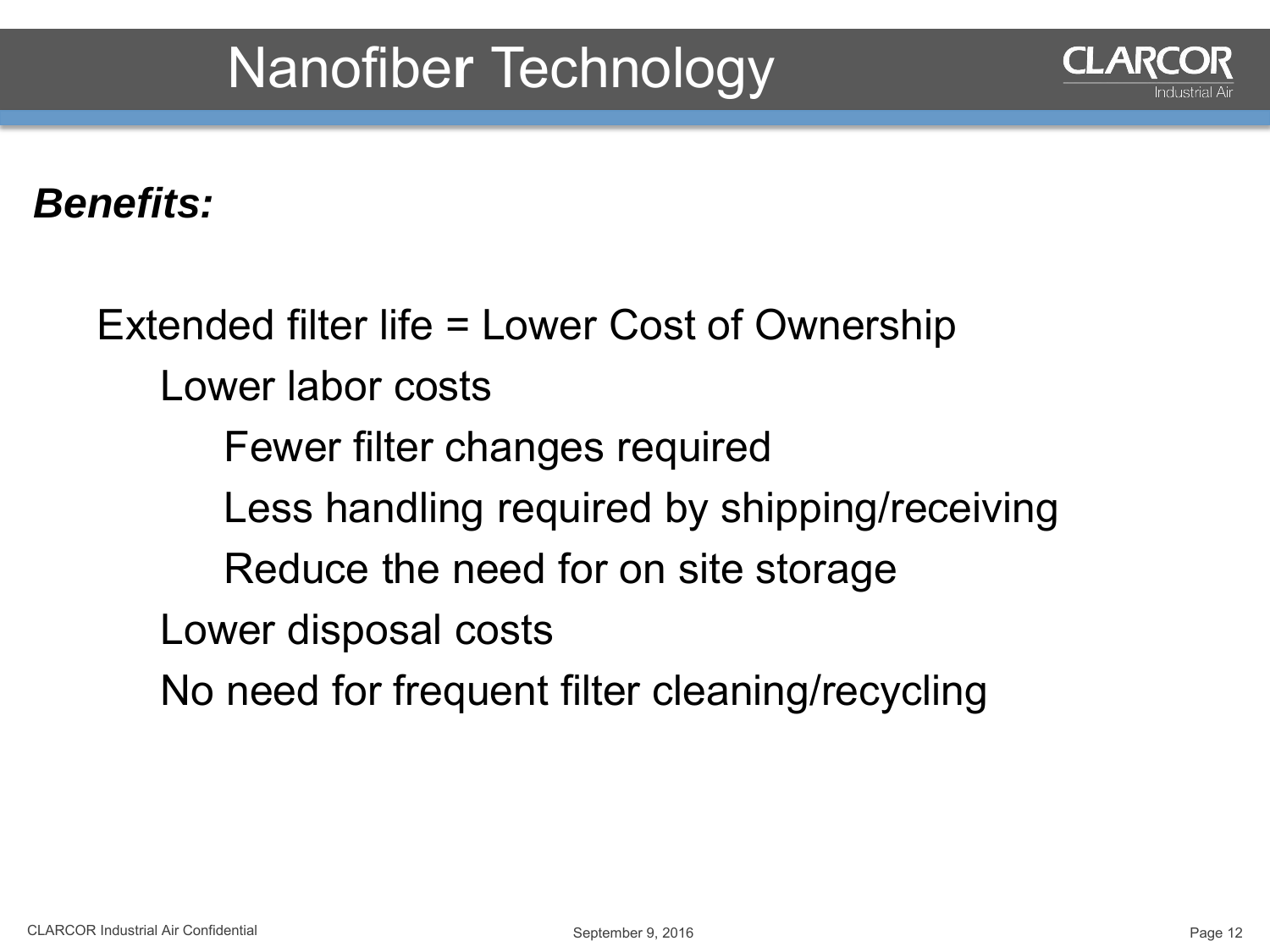# Nanofiber Technology

***Benefits:***

- Extended filter life = Lower Cost of Ownership
  - Lower labor costs
    - Fewer filter changes required
    - Less handling required by shipping/receiving
    - Reduce the need for on site storage
  - Lower disposal costs
  - No need for frequent filter cleaning/recycling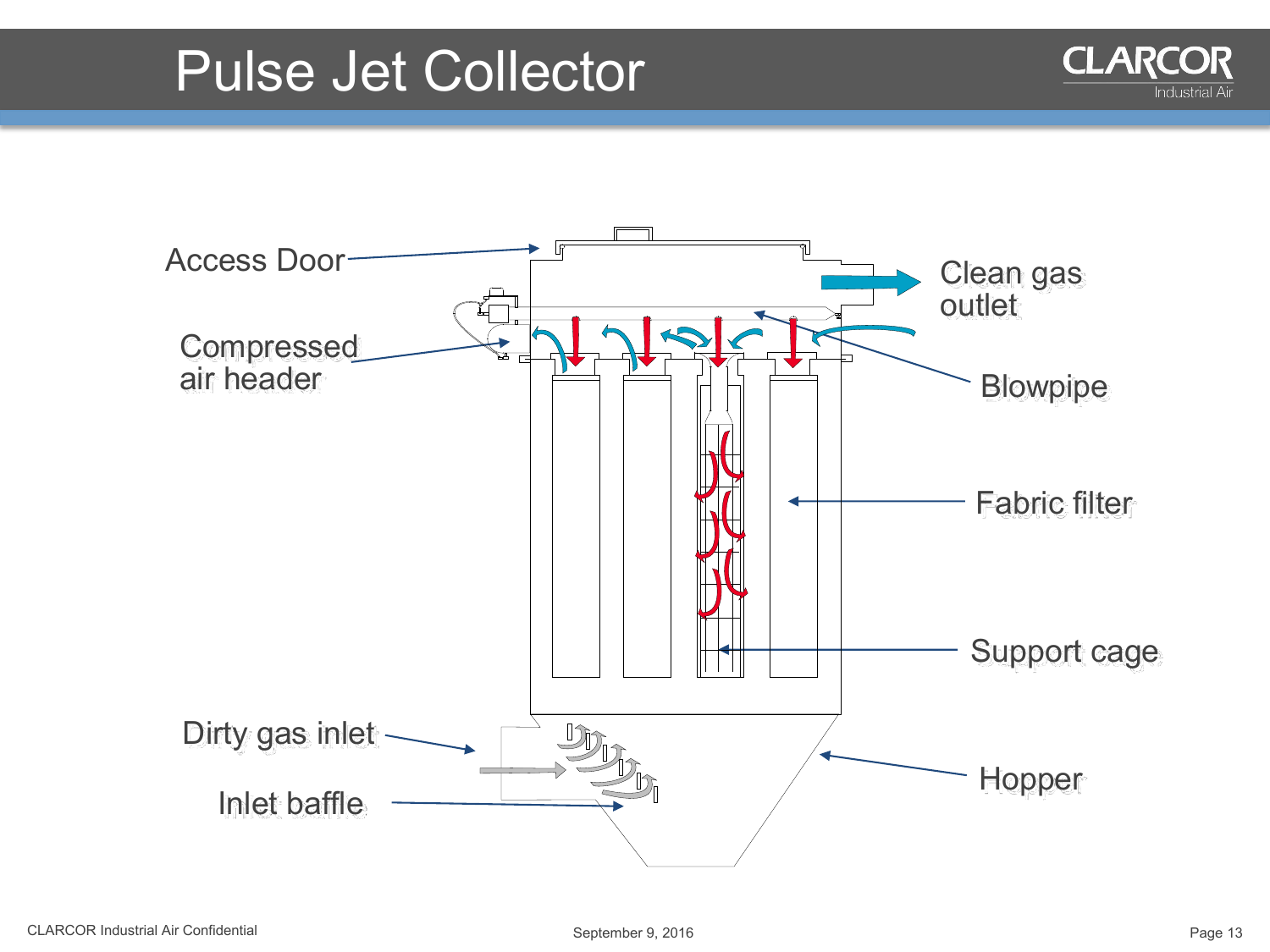# Pulse Jet Collector

Access Door

Compressed air header

Clean gas outlet

Blowpipe

Fabric filter

Support cage

Dirty gas inlet

Inlet baffle

Hopper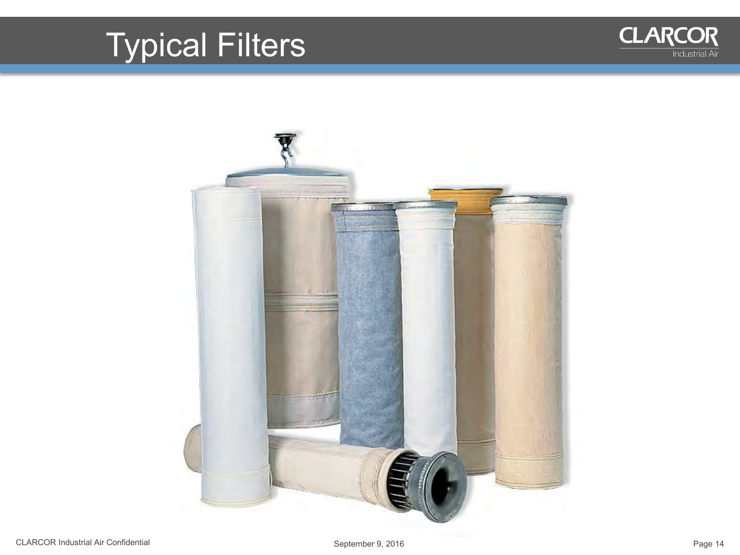# Typical Filters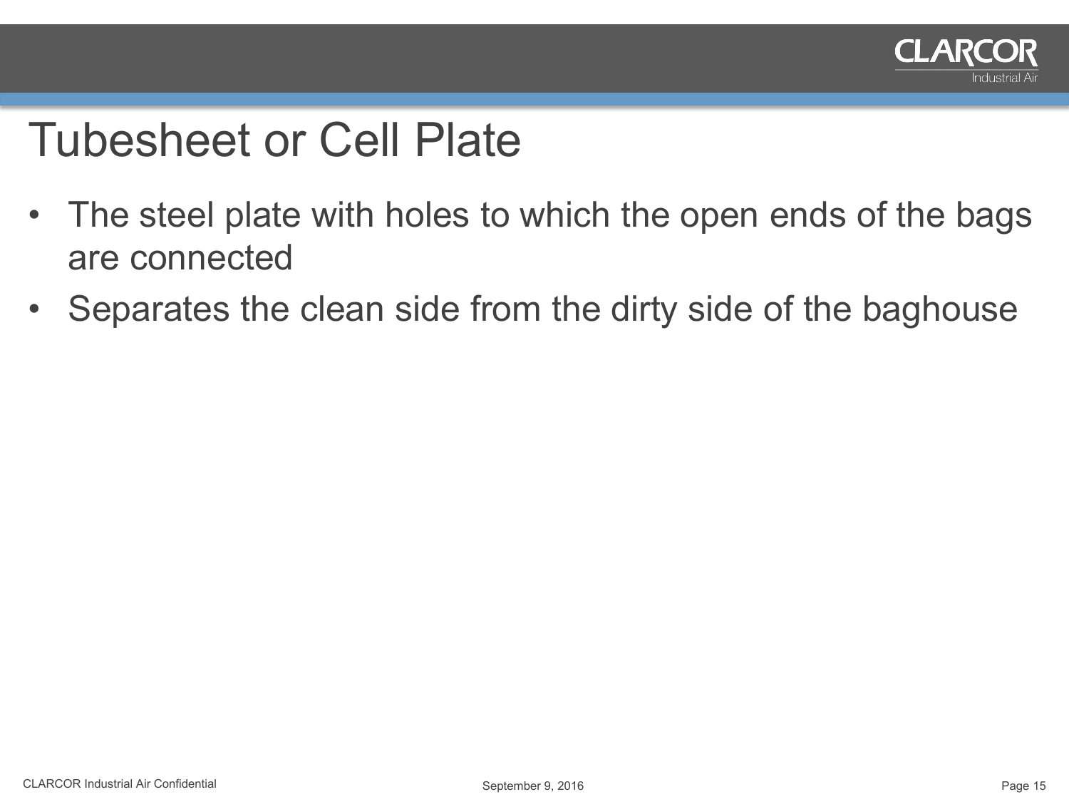# Tubesheet or Cell Plate

- The steel plate with holes to which the open ends of the bags are connected
- Separates the clean side from the dirty side of the baghouse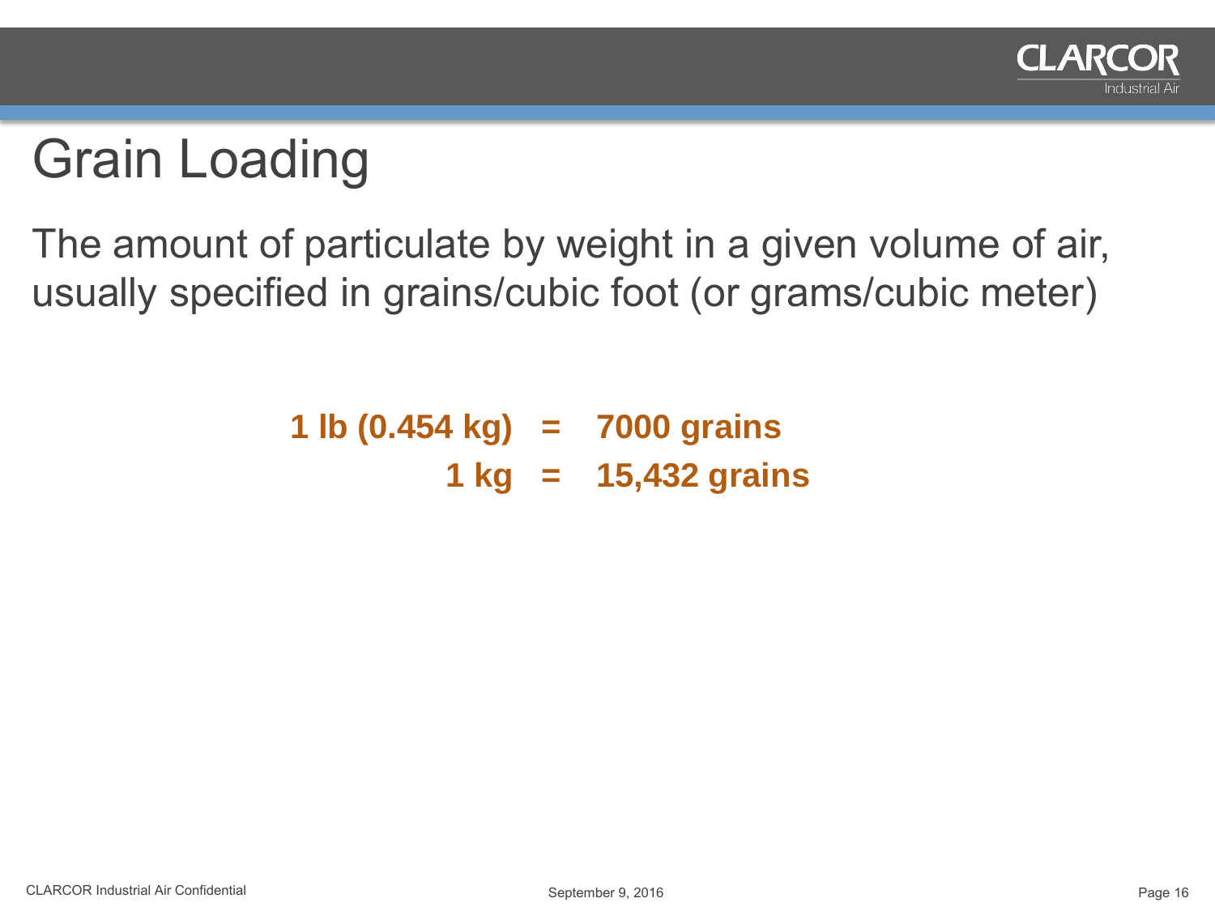# Grain Loading

The amount of particulate by weight in a given volume of air, usually specified in grains/cubic foot (or grams/cubic meter)

**1 lb (0.454 kg) = 7000 grains**

**1 kg = 15,432 grains**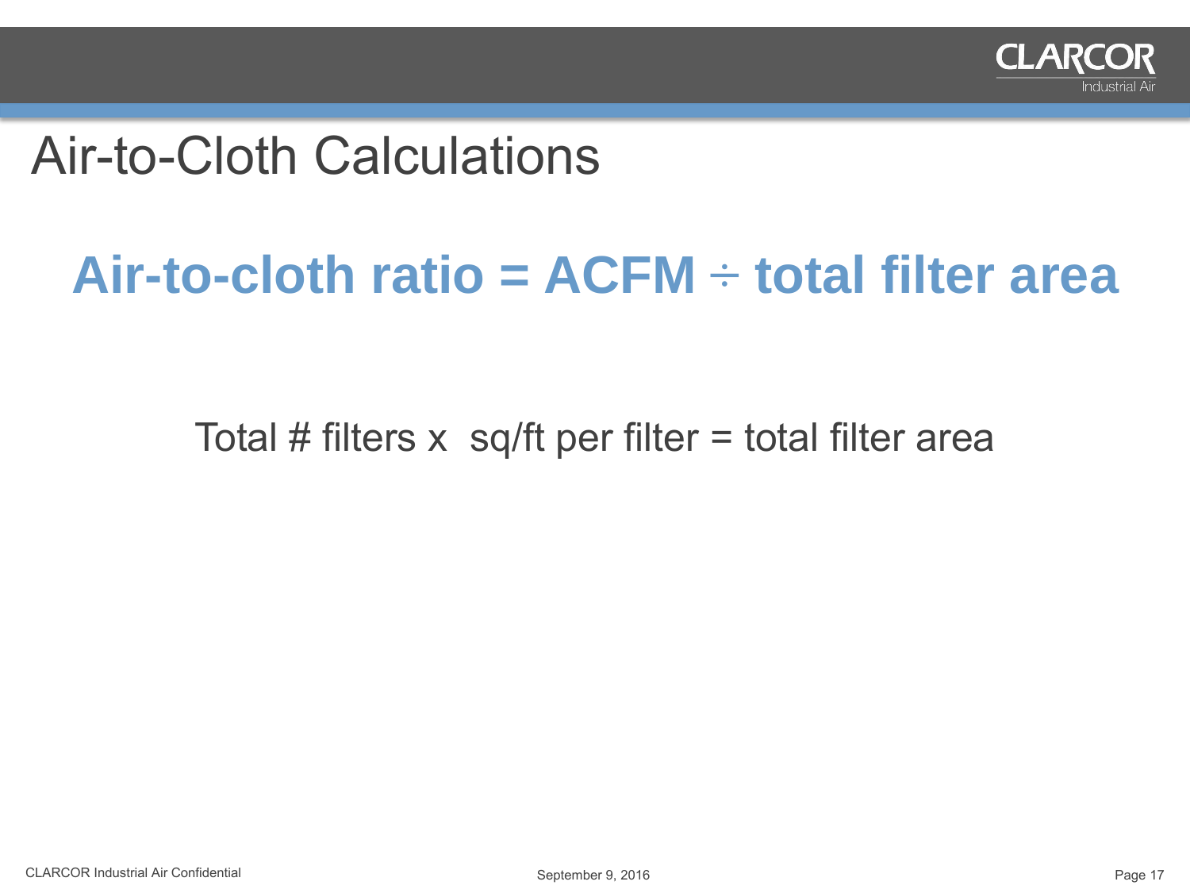# Air-to-Cloth Calculations

**Air-to-cloth ratio = ACFM ÷ total filter area**

Total # filters x  sq/ft per filter = total filter area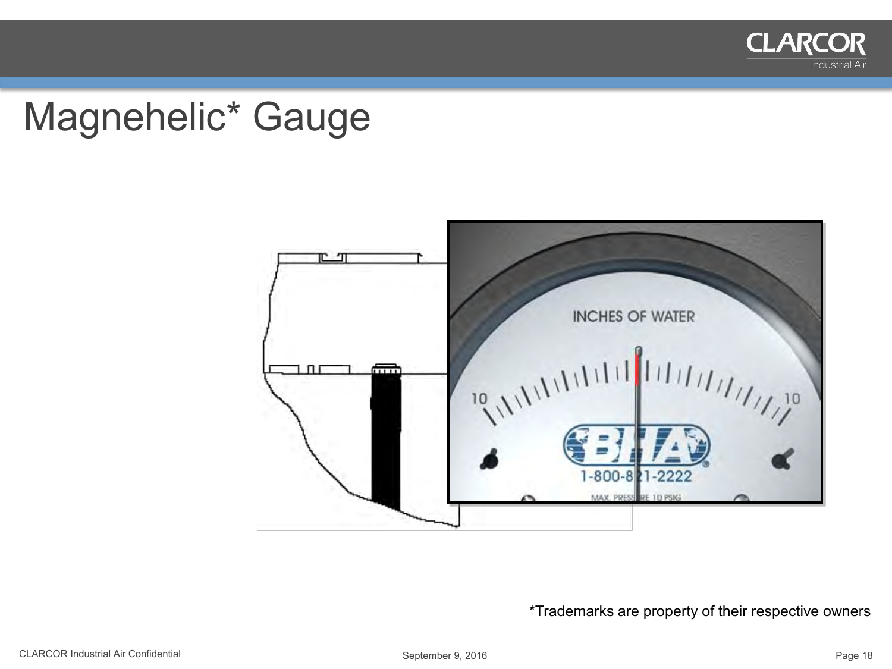# Magnehelic* Gauge

*Trademarks are property of their respective owners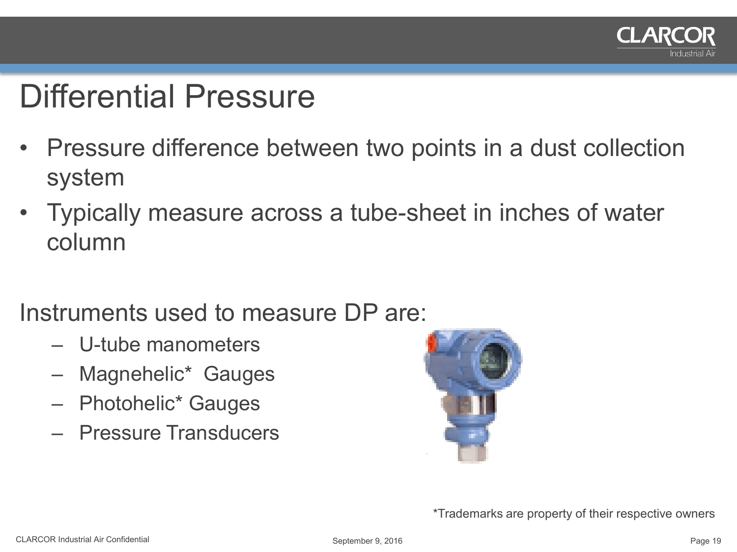# Differential Pressure

- Pressure difference between two points in a dust collection system
- Typically measure across a tube-sheet in inches of water column

Instruments used to measure DP are:

- U-tube manometers
- Magnehelic* Gauges
- Photohelic* Gauges
- Pressure Transducers

*Trademarks are property of their respective owners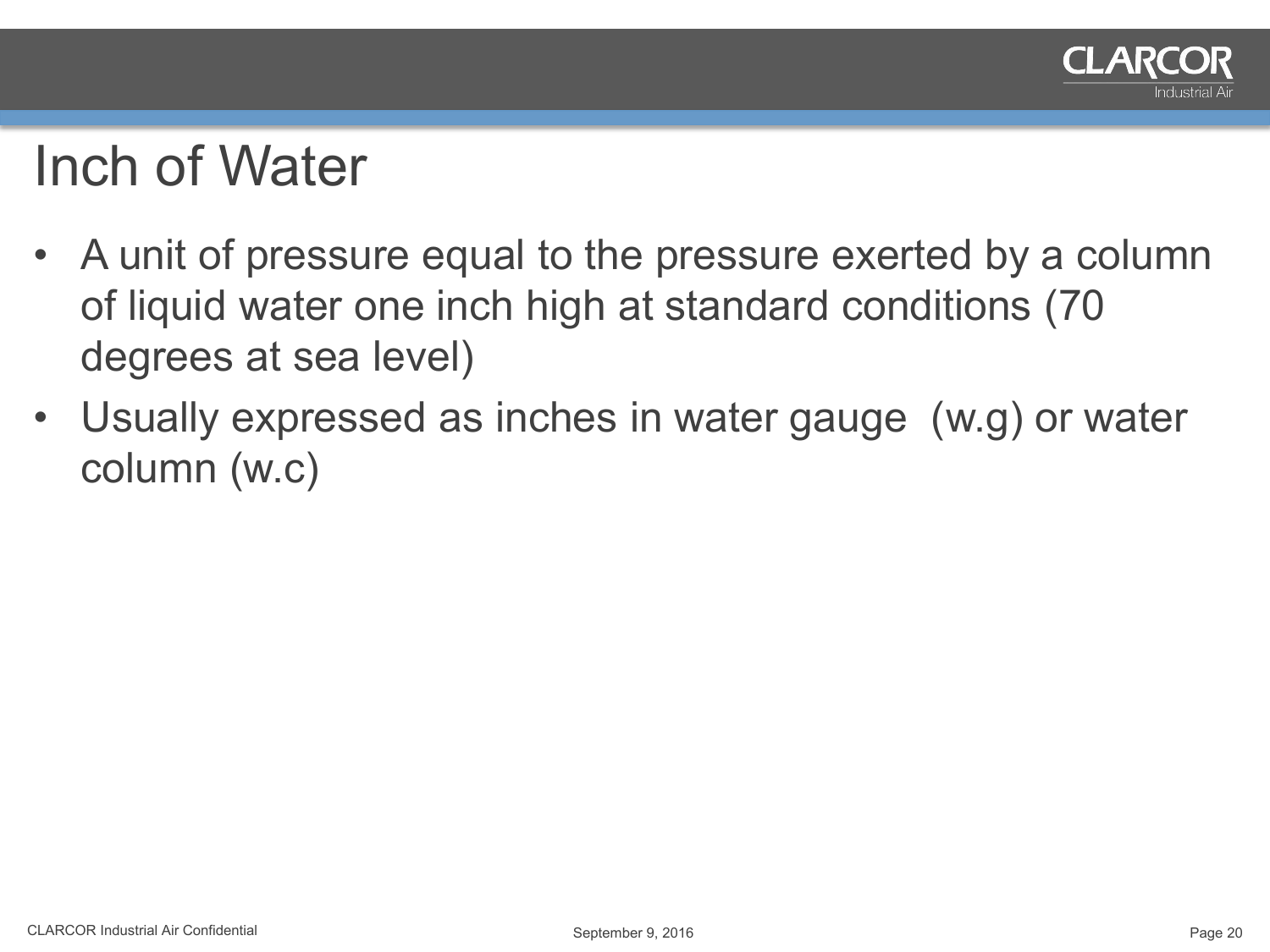# Inch of Water

- A unit of pressure equal to the pressure exerted by a column of liquid water one inch high at standard conditions (70 degrees at sea level)
- Usually expressed as inches in water gauge  (w.g) or water column (w.c)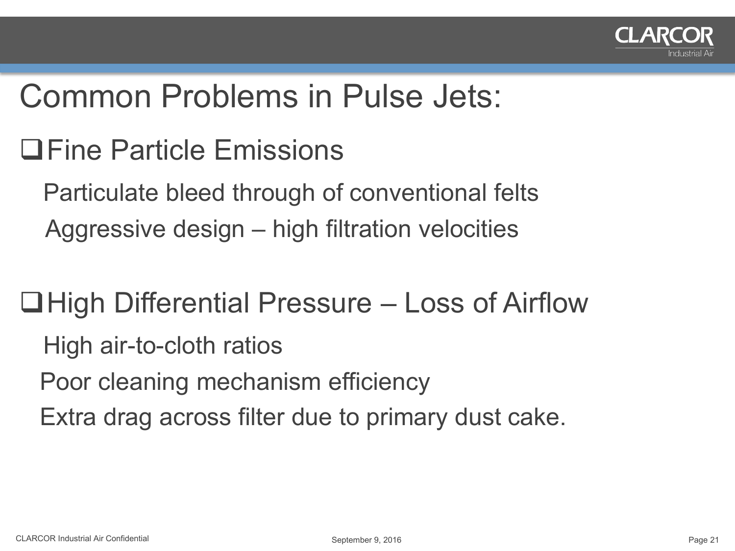# Common Problems in Pulse Jets:

## Fine Particle Emissions

Particulate bleed through of conventional felts

Aggressive design – high filtration velocities

## High Differential Pressure – Loss of Airflow

High air-to-cloth ratios

Poor cleaning mechanism efficiency

Extra drag across filter due to primary dust cake.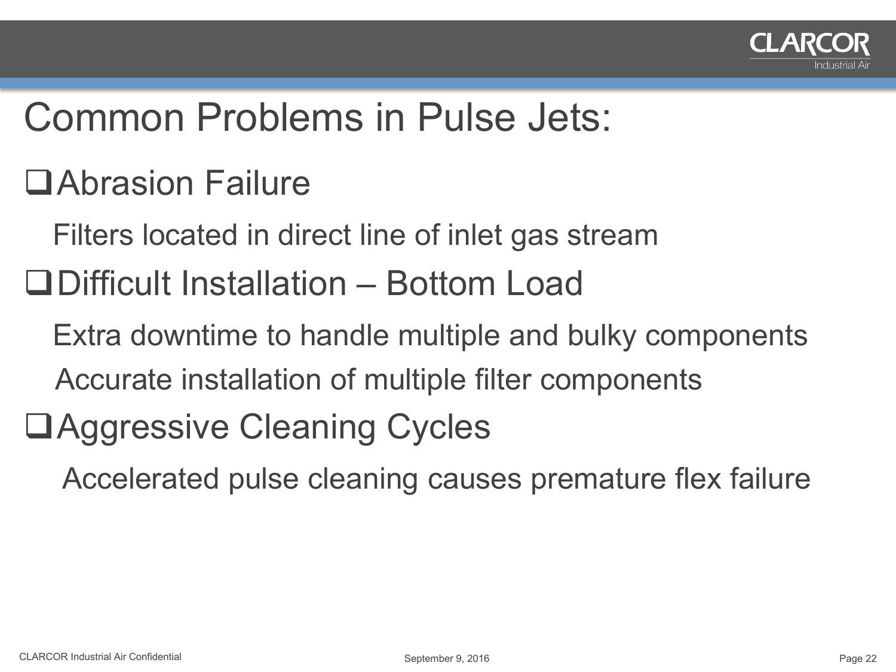# Common Problems in Pulse Jets:

- Abrasion Failure
  - Filters located in direct line of inlet gas stream
- Difficult Installation – Bottom Load
  - Extra downtime to handle multiple and bulky components
  - Accurate installation of multiple filter components
- Aggressive Cleaning Cycles
  - Accelerated pulse cleaning causes premature flex failure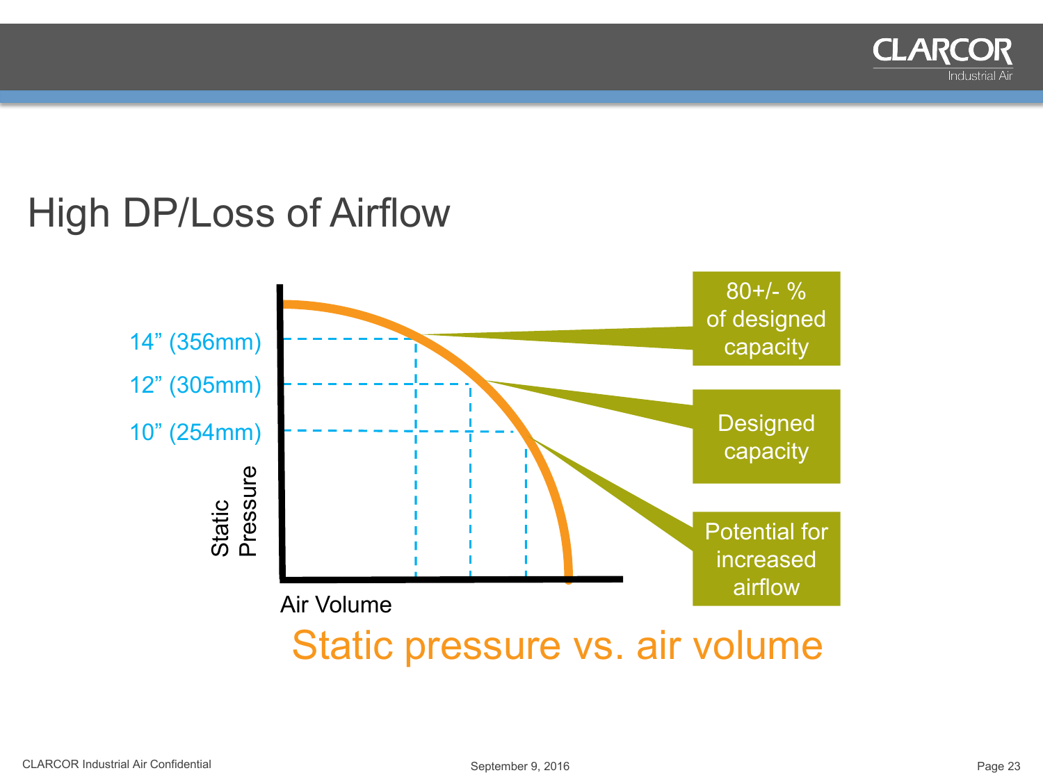# High DP/Loss of Airflow

14" (356mm)

12" (305mm)

10" (254mm)

Static Pressure

Air Volume

80+/- % of designed capacity

Designed capacity

Potential for increased airflow

Static pressure vs. air volume

CLARCOR Industrial Air Confidential

September 9, 2016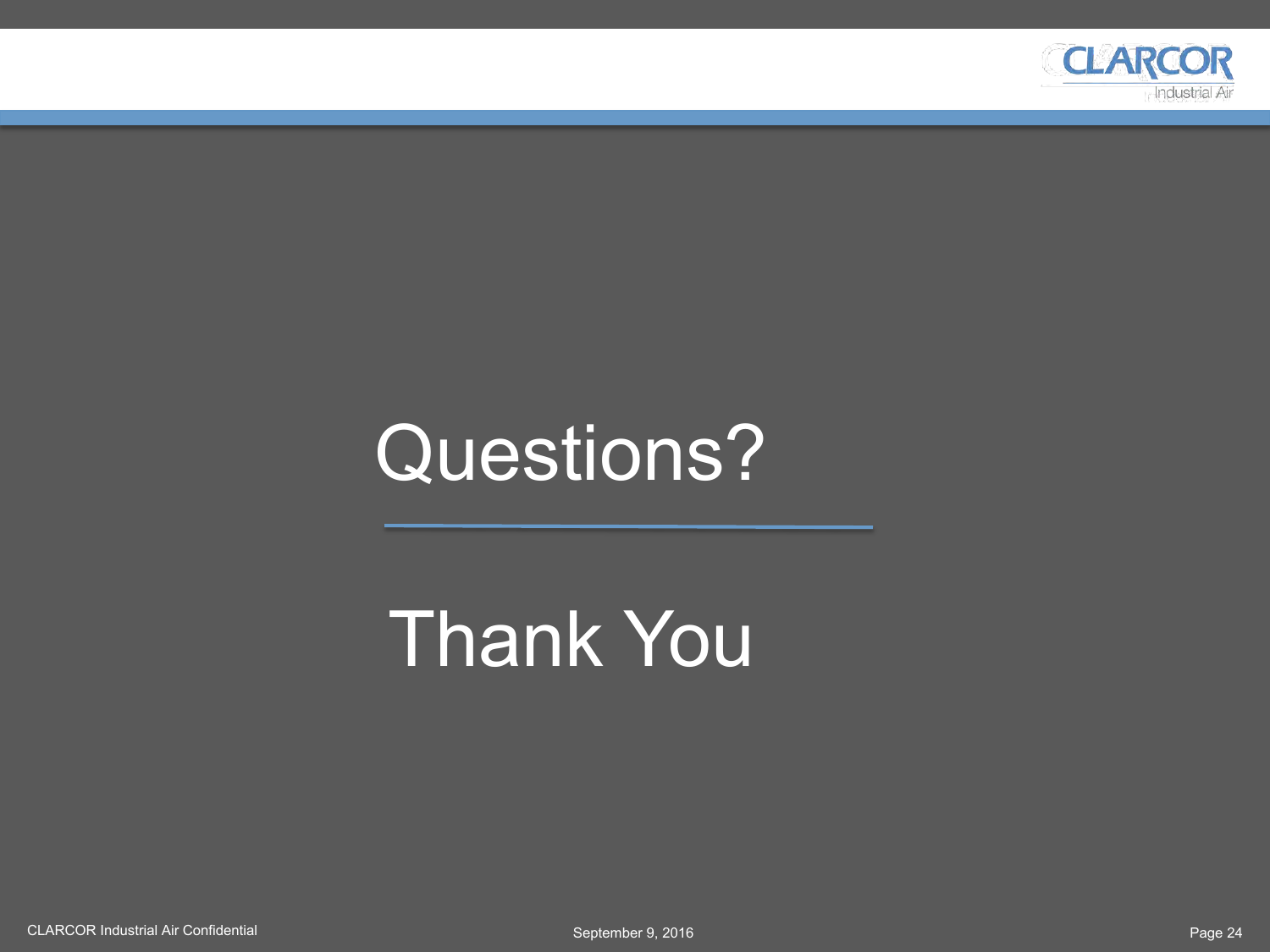# Questions?

# Thank You